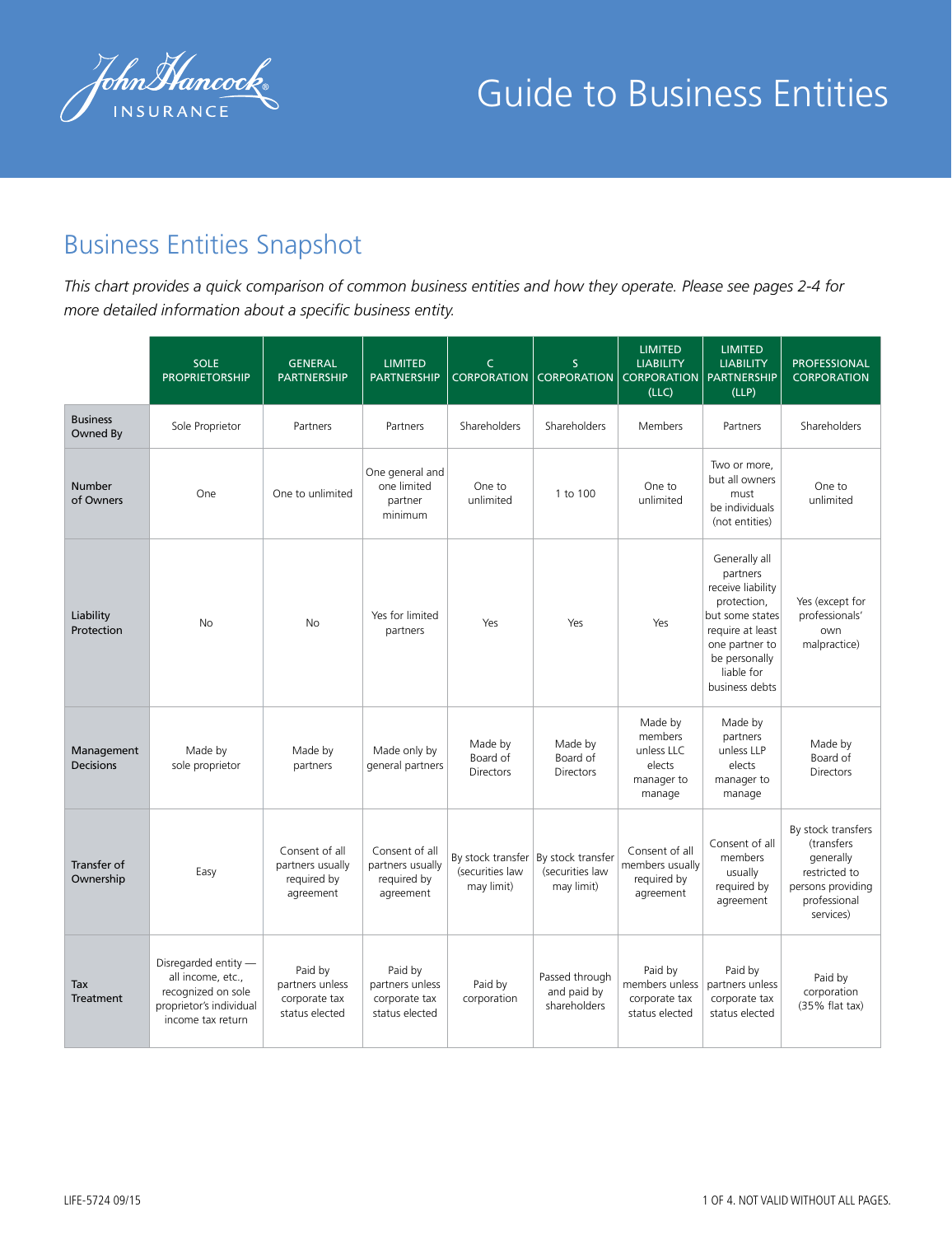# Guide to Business Entities

## Business Entities Snapshot

*This chart provides a quick comparison of common business entities and how they operate. Please see pages 2-4 for more detailed information about a specific business entity.*

| | SOLE PROPRIETORSHIP | GENERAL PARTNERSHIP | LIMITED PARTNERSHIP | C CORPORATION | S CORPORATION | LIMITED LIABILITY CORPORATION (LLC) | LIMITED LIABILITY PARTNERSHIP (LLP) | PROFESSIONAL CORPORATION |
|---|---|---|---|---|---|---|---|---|
| Business Owned By | Sole Proprietor | Partners | Partners | Shareholders | Shareholders | Members | Partners | Shareholders |
| Number of Owners | One | One to unlimited | One general and one limited partner minimum | One to unlimited | 1 to 100 | One to unlimited | Two or more, but all owners must be individuals (not entities) | One to unlimited |
| Liability Protection | No | No | Yes for limited partners | Yes | Yes | Yes | Generally all partners receive liability protection, but some states require at least one partner to be personally liable for business debts | Yes (except for professionals' own malpractice) |
| Management Decisions | Made by sole proprietor | Made by partners | Made only by general partners | Made by Board of Directors | Made by Board of Directors | Made by members unless LLC elects manager to manage | Made by partners unless LLP elects manager to manage | Made by Board of Directors |
| Transfer of Ownership | Easy | Consent of all partners usually required by agreement | Consent of all partners usually required by agreement | By stock transfer (securities law may limit) | By stock transfer (securities law may limit) | Consent of all members usually required by agreement | Consent of all members usually required by agreement | By stock transfers (transfers generally restricted to persons providing professional services) |
| Tax Treatment | Disregarded entity — all income, etc., recognized on sole proprietor's individual income tax return | Paid by partners unless corporate tax status elected | Paid by partners unless corporate tax status elected | Paid by corporation | Passed through and paid by shareholders | Paid by members unless corporate tax status elected | Paid by partners unless corporate tax status elected | Paid by corporation (35% flat tax) |

LIFE-5724 09/15

NOT VALID WITHOUT ALL PAGES.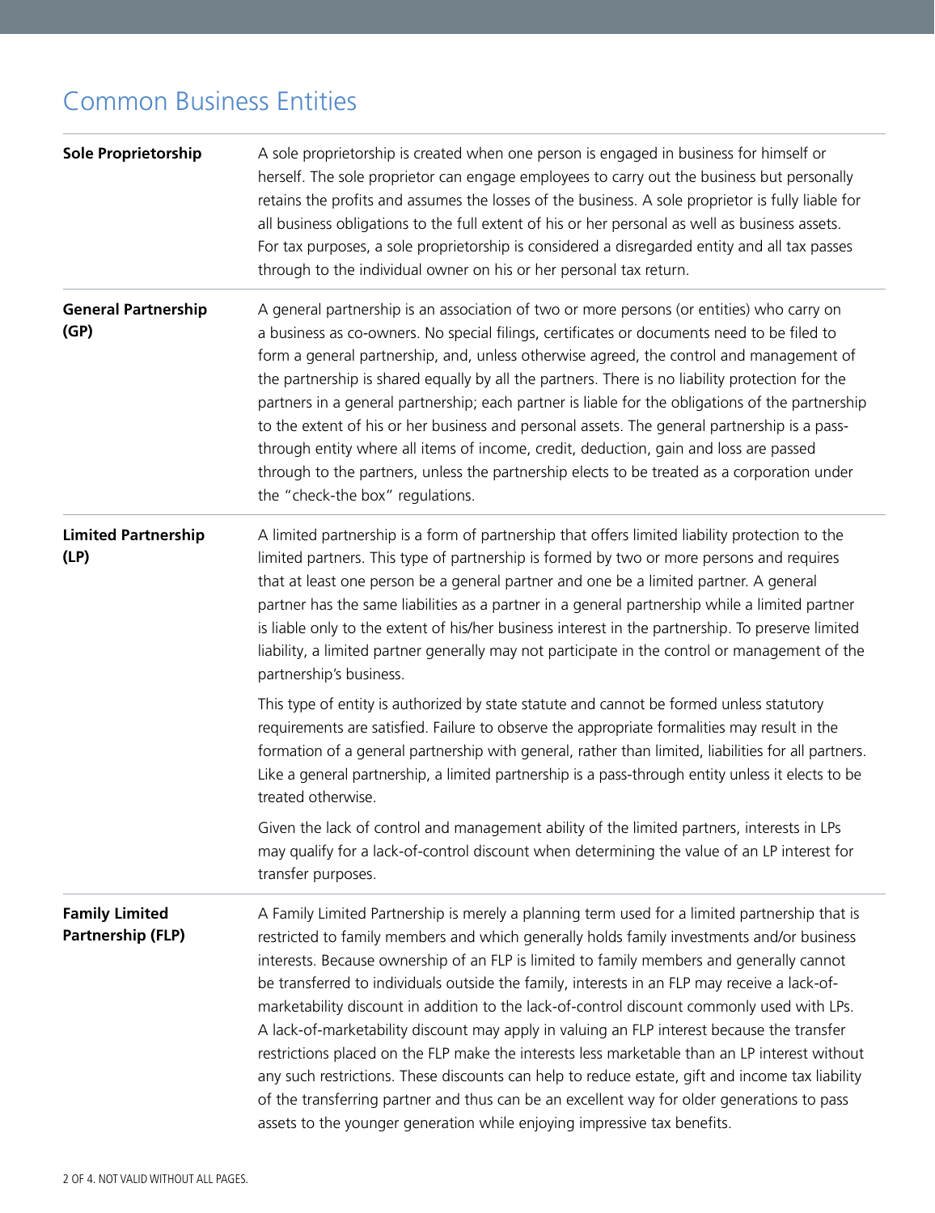## Common Business Entities

| | |
|---|---|
| **Sole Proprietorship** | A sole proprietorship is created when one person is engaged in business for himself or herself. The sole proprietor can engage employees to carry out the business but personally retains the profits and assumes the losses of the business. A sole proprietor is fully liable for all business obligations to the full extent of his or her personal as well as business assets. For tax purposes, a sole proprietorship is considered a disregarded entity and all tax passes through to the individual owner on his or her personal tax return. |
| **General Partnership (GP)** | A general partnership is an association of two or more persons (or entities) who carry on a business as co-owners. No special filings, certificates or documents need to be filed to form a general partnership, and, unless otherwise agreed, the control and management of the partnership is shared equally by all the partners. There is no liability protection for the partners in a general partnership; each partner is liable for the obligations of the partnership to the extent of his or her business and personal assets. The general partnership is a pass-through entity where all items of income, credit, deduction, gain and loss are passed through to the partners, unless the partnership elects to be treated as a corporation under the "check-the box" regulations. |
| **Limited Partnership (LP)** | A limited partnership is a form of partnership that offers limited liability protection to the limited partners. This type of partnership is formed by two or more persons and requires that at least one person be a general partner and one be a limited partner. A general partner has the same liabilities as a partner in a general partnership while a limited partner is liable only to the extent of his/her business interest in the partnership. To preserve limited liability, a limited partner generally may not participate in the control or management of the partnership's business.<br><br>This type of entity is authorized by state statute and cannot be formed unless statutory requirements are satisfied. Failure to observe the appropriate formalities may result in the formation of a general partnership with general, rather than limited, liabilities for all partners. Like a general partnership, a limited partnership is a pass-through entity unless it elects to be treated otherwise.<br><br>Given the lack of control and management ability of the limited partners, interests in LPs may qualify for a lack-of-control discount when determining the value of an LP interest for transfer purposes. |
| **Family Limited Partnership (FLP)** | A Family Limited Partnership is merely a planning term used for a limited partnership that is restricted to family members and which generally holds family investments and/or business interests. Because ownership of an FLP is limited to family members and generally cannot be transferred to individuals outside the family, interests in an FLP may receive a lack-of-marketability discount in addition to the lack-of-control discount commonly used with LPs. A lack-of-marketability discount may apply in valuing an FLP interest because the transfer restrictions placed on the FLP make the interests less marketable than an LP interest without any such restrictions. These discounts can help to reduce estate, gift and income tax liability of the transferring partner and thus can be an excellent way for older generations to pass assets to the younger generation while enjoying impressive tax benefits. |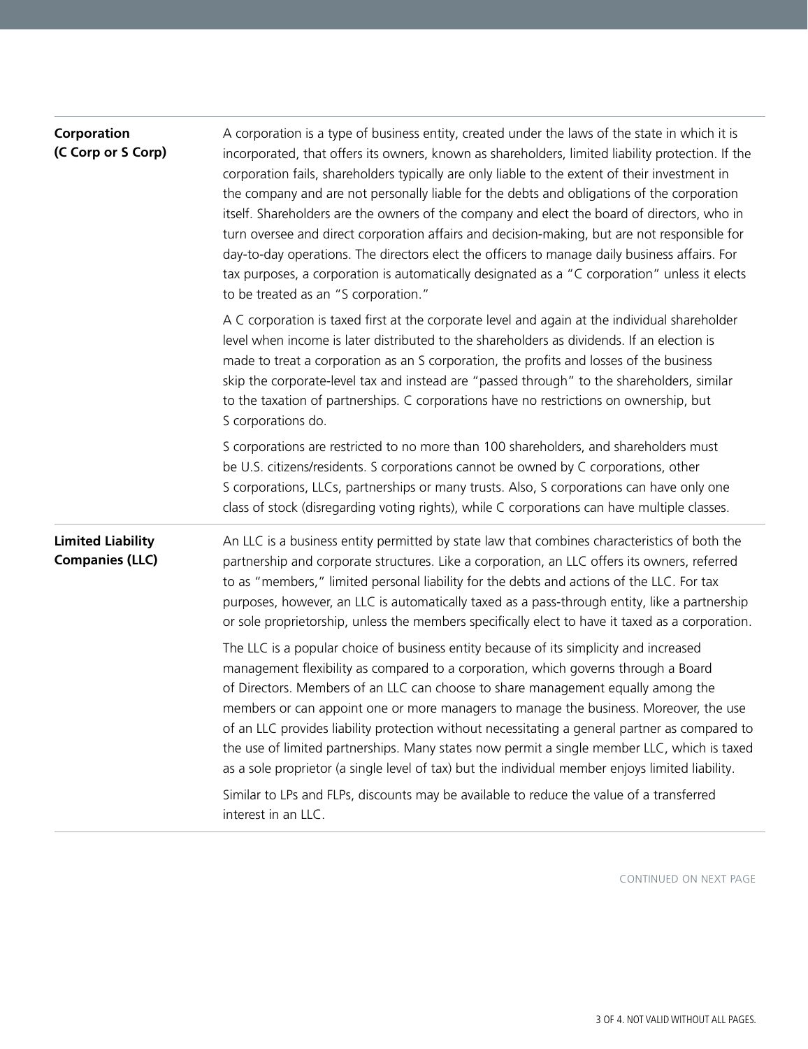| | |
|---|---|
| **Corporation (C Corp or S Corp)** | A corporation is a type of business entity, created under the laws of the state in which it is incorporated, that offers its owners, known as shareholders, limited liability protection. If the corporation fails, shareholders typically are only liable to the extent of their investment in the company and are not personally liable for the debts and obligations of the corporation itself. Shareholders are the owners of the company and elect the board of directors, who in turn oversee and direct corporation affairs and decision-making, but are not responsible for day-to-day operations. The directors elect the officers to manage daily business affairs. For tax purposes, a corporation is automatically designated as a "C corporation" unless it elects to be treated as an "S corporation."<br><br>A C corporation is taxed first at the corporate level and again at the individual shareholder level when income is later distributed to the shareholders as dividends. If an election is made to treat a corporation as an S corporation, the profits and losses of the business skip the corporate-level tax and instead are "passed through" to the shareholders, similar to the taxation of partnerships. C corporations have no restrictions on ownership, but S corporations do.<br><br>S corporations are restricted to no more than 100 shareholders, and shareholders must be U.S. citizens/residents. S corporations cannot be owned by C corporations, other S corporations, LLCs, partnerships or many trusts. Also, S corporations can have only one class of stock (disregarding voting rights), while C corporations can have multiple classes. |
| **Limited Liability Companies (LLC)** | An LLC is a business entity permitted by state law that combines characteristics of both the partnership and corporate structures. Like a corporation, an LLC offers its owners, referred to as "members," limited personal liability for the debts and actions of the LLC. For tax purposes, however, an LLC is automatically taxed as a pass-through entity, like a partnership or sole proprietorship, unless the members specifically elect to have it taxed as a corporation.<br><br>The LLC is a popular choice of business entity because of its simplicity and increased management flexibility as compared to a corporation, which governs through a Board of Directors. Members of an LLC can choose to share management equally among the members or can appoint one or more managers to manage the business. Moreover, the use of an LLC provides liability protection without necessitating a general partner as compared to the use of limited partnerships. Many states now permit a single member LLC, which is taxed as a sole proprietor (a single level of tax) but the individual member enjoys limited liability.<br><br>Similar to LPs and FLPs, discounts may be available to reduce the value of a transferred interest in an LLC. |

CONTINUED ON NEXT PAGE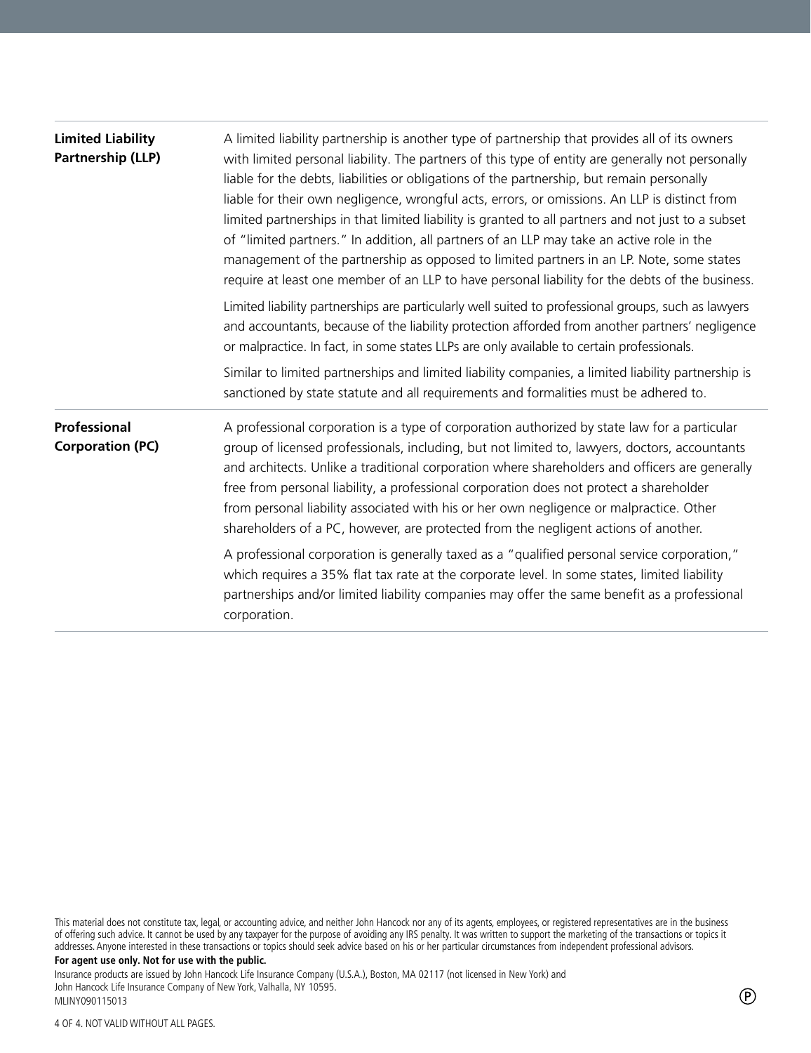| | |
|---|---|
| **Limited Liability Partnership (LLP)** | A limited liability partnership is another type of partnership that provides all of its owners with limited personal liability. The partners of this type of entity are generally not personally liable for the debts, liabilities or obligations of the partnership, but remain personally liable for their own negligence, wrongful acts, errors, or omissions. An LLP is distinct from limited partnerships in that limited liability is granted to all partners and not just to a subset of "limited partners." In addition, all partners of an LLP may take an active role in the management of the partnership as opposed to limited partners in an LP. Note, some states require at least one member of an LLP to have personal liability for the debts of the business.<br><br>Limited liability partnerships are particularly well suited to professional groups, such as lawyers and accountants, because of the liability protection afforded from another partners' negligence or malpractice. In fact, in some states LLPs are only available to certain professionals.<br><br>Similar to limited partnerships and limited liability companies, a limited liability partnership is sanctioned by state statute and all requirements and formalities must be adhered to. |
| **Professional Corporation (PC)** | A professional corporation is a type of corporation authorized by state law for a particular group of licensed professionals, including, but not limited to, lawyers, doctors, accountants and architects. Unlike a traditional corporation where shareholders and officers are generally free from personal liability, a professional corporation does not protect a shareholder from personal liability associated with his or her own negligence or malpractice. Other shareholders of a PC, however, are protected from the negligent actions of another.<br><br>A professional corporation is generally taxed as a "qualified personal service corporation," which requires a 35% flat tax rate at the corporate level. In some states, limited liability partnerships and/or limited liability companies may offer the same benefit as a professional corporation. |

This material does not constitute tax, legal, or accounting advice, and neither John Hancock nor any of its agents, employees, or registered representatives are in the business of offering such advice. It cannot be used by any taxpayer for the purpose of avoiding any IRS penalty. It was written to support the marketing of the transactions or topics it addresses. Anyone interested in these transactions or topics should seek advice based on his or her particular circumstances from independent professional advisors.

**For agent use only. Not for use with the public.**

Insurance products are issued by John Hancock Life Insurance Company (U.S.A.), Boston, MA 02117 (not licensed in New York) and John Hancock Life Insurance Company of New York, Valhalla, NY 10595.

MLINY090115013

NOT VALID WITHOUT ALL PAGES.